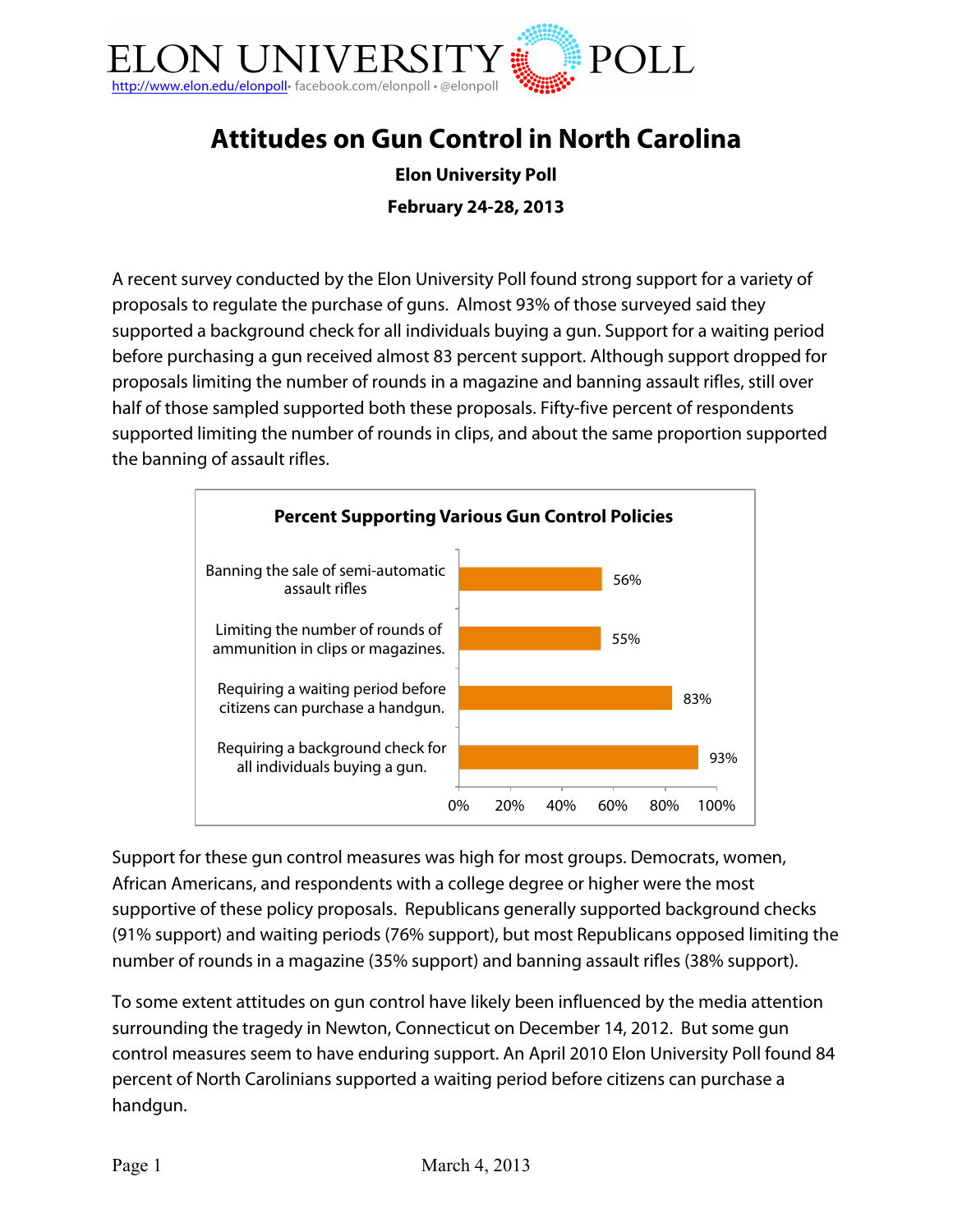ELON UNIVERSITY POLL

http://www.elon.edu/elonpoll • facebook.com/elonpoll • @elonpoll

# Attitudes on Gun Control in North Carolina

**Elon University Poll**

**February 24-28, 2013**

A recent survey conducted by the Elon University Poll found strong support for a variety of proposals to regulate the purchase of guns. Almost 93% of those surveyed said they supported a background check for all individuals buying a gun. Support for a waiting period before purchasing a gun received almost 83 percent support. Although support dropped for proposals limiting the number of rounds in a magazine and banning assault rifles, still over half of those sampled supported both these proposals. Fifty-five percent of respondents supported limiting the number of rounds in clips, and about the same proportion supported the banning of assault rifles.

**Percent Supporting Various Gun Control Policies**

| Policy | Percent Supporting |
|---|---|
| Banning the sale of semi-automatic assault rifles | 56% |
| Limiting the number of rounds of ammunition in clips or magazines. | 55% |
| Requiring a waiting period before citizens can purchase a handgun. | 83% |
| Requiring a background check for all individuals buying a gun. | 93% |

Support for these gun control measures was high for most groups. Democrats, women, African Americans, and respondents with a college degree or higher were the most supportive of these policy proposals. Republicans generally supported background checks (91% support) and waiting periods (76% support), but most Republicans opposed limiting the number of rounds in a magazine (35% support) and banning assault rifles (38% support).

To some extent attitudes on gun control have likely been influenced by the media attention surrounding the tragedy in Newton, Connecticut on December 14, 2012. But some gun control measures seem to have enduring support. An April 2010 Elon University Poll found 84 percent of North Carolinians supported a waiting period before citizens can purchase a handgun.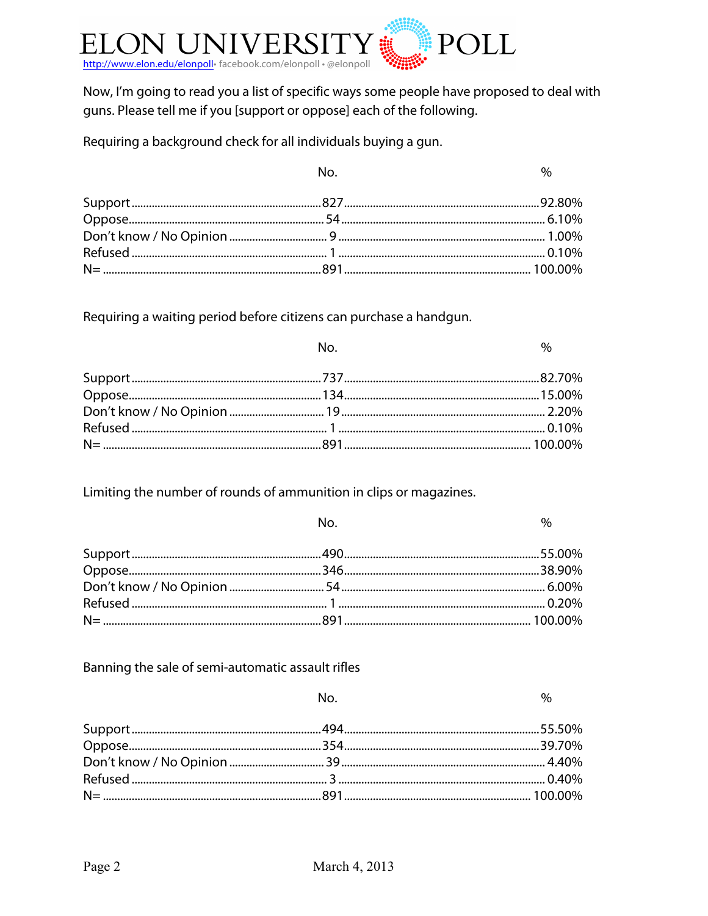Now, I'm going to read you a list of specific ways some people have proposed to deal with guns. Please tell me if you [support or oppose] each of the following.

Requiring a background check for all individuals buying a gun.

| | No. | % |
|---|---|---|
| Support | 827 | 92.80% |
| Oppose | 54 | 6.10% |
| Don't know / No Opinion | 9 | 1.00% |
| Refused | 1 | 0.10% |
| N= | 891 | 100.00% |

Requiring a waiting period before citizens can purchase a handgun.

| | No. | % |
|---|---|---|
| Support | 737 | 82.70% |
| Oppose | 134 | 15.00% |
| Don't know / No Opinion | 19 | 2.20% |
| Refused | 1 | 0.10% |
| N= | 891 | 100.00% |

Limiting the number of rounds of ammunition in clips or magazines.

| | No. | % |
|---|---|---|
| Support | 490 | 55.00% |
| Oppose | 346 | 38.90% |
| Don't know / No Opinion | 54 | 6.00% |
| Refused | 1 | 0.20% |
| N= | 891 | 100.00% |

Banning the sale of semi-automatic assault rifles

| | No. | % |
|---|---|---|
| Support | 494 | 55.50% |
| Oppose | 354 | 39.70% |
| Don't know / No Opinion | 39 | 4.40% |
| Refused | 3 | 0.40% |
| N= | 891 | 100.00% |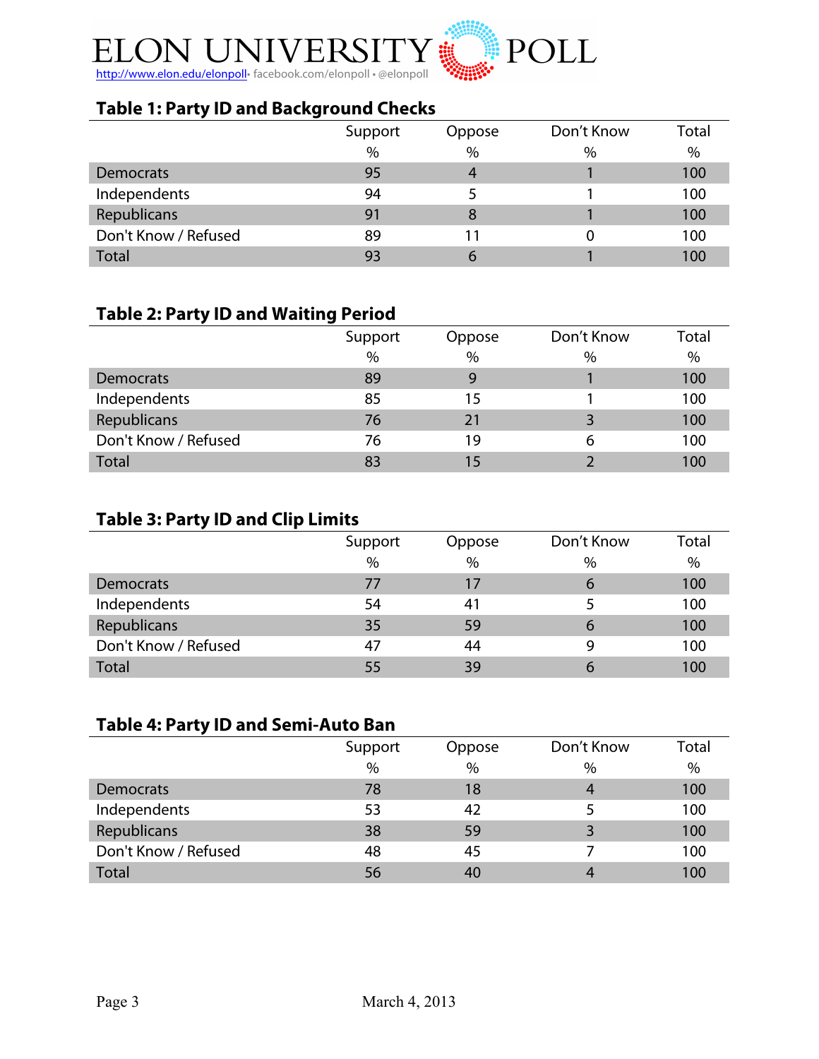### Table 1: Party ID and Background Checks

| | Support | Oppose | Don't Know | Total |
|---|---|---|---|---|
| | % | % | % | % |
| Democrats | 95 | 4 | 1 | 100 |
| Independents | 94 | 5 | 1 | 100 |
| Republicans | 91 | 8 | 1 | 100 |
| Don't Know / Refused | 89 | 11 | 0 | 100 |
| Total | 93 | 6 | 1 | 100 |

### Table 2: Party ID and Waiting Period

| | Support | Oppose | Don't Know | Total |
|---|---|---|---|---|
| | % | % | % | % |
| Democrats | 89 | 9 | 1 | 100 |
| Independents | 85 | 15 | 1 | 100 |
| Republicans | 76 | 21 | 3 | 100 |
| Don't Know / Refused | 76 | 19 | 6 | 100 |
| Total | 83 | 15 | 2 | 100 |

### Table 3: Party ID and Clip Limits

| | Support | Oppose | Don't Know | Total |
|---|---|---|---|---|
| | % | % | % | % |
| Democrats | 77 | 17 | 6 | 100 |
| Independents | 54 | 41 | 5 | 100 |
| Republicans | 35 | 59 | 6 | 100 |
| Don't Know / Refused | 47 | 44 | 9 | 100 |
| Total | 55 | 39 | 6 | 100 |

### Table 4: Party ID and Semi-Auto Ban

| | Support | Oppose | Don't Know | Total |
|---|---|---|---|---|
| | % | % | % | % |
| Democrats | 78 | 18 | 4 | 100 |
| Independents | 53 | 42 | 5 | 100 |
| Republicans | 38 | 59 | 3 | 100 |
| Don't Know / Refused | 48 | 45 | 7 | 100 |
| Total | 56 | 40 | 4 | 100 |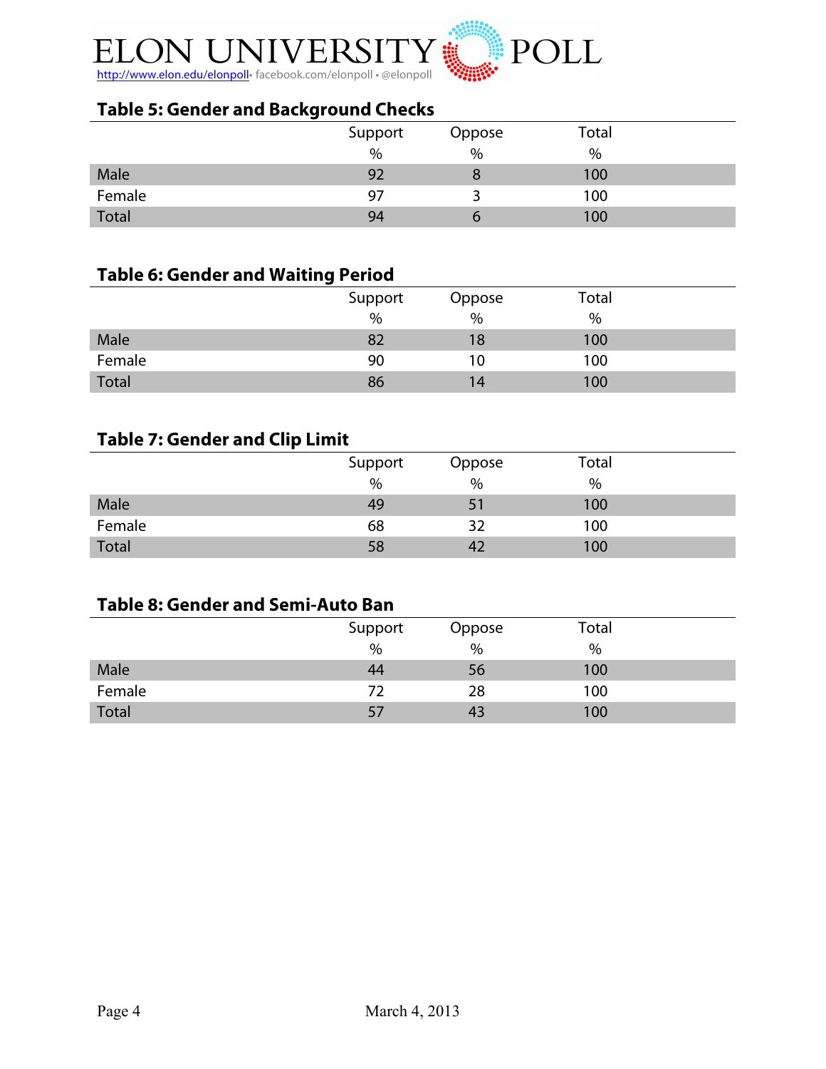## Table 5: Gender and Background Checks

| | Support | Oppose | Total |
|---|---|---|---|
| | % | % | % |
| Male | 92 | 8 | 100 |
| Female | 97 | 3 | 100 |
| Total | 94 | 6 | 100 |

## Table 6: Gender and Waiting Period

| | Support | Oppose | Total |
|---|---|---|---|
| | % | % | % |
| Male | 82 | 18 | 100 |
| Female | 90 | 10 | 100 |
| Total | 86 | 14 | 100 |

## Table 7: Gender and Clip Limit

| | Support | Oppose | Total |
|---|---|---|---|
| | % | % | % |
| Male | 49 | 51 | 100 |
| Female | 68 | 32 | 100 |
| Total | 58 | 42 | 100 |

## Table 8: Gender and Semi-Auto Ban

| | Support | Oppose | Total |
|---|---|---|---|
| | % | % | % |
| Male | 44 | 56 | 100 |
| Female | 72 | 28 | 100 |
| Total | 57 | 43 | 100 |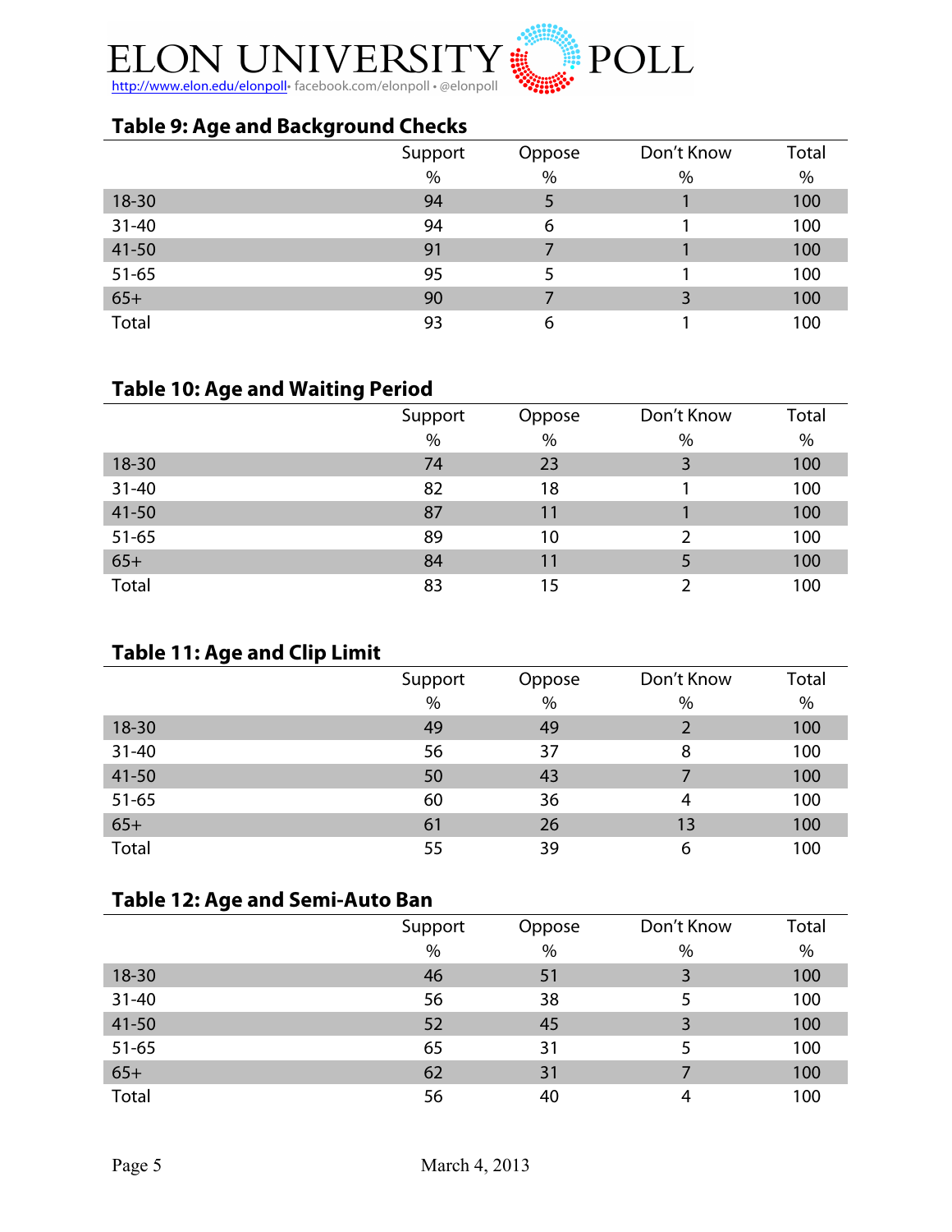## Table 9: Age and Background Checks

| | Support | Oppose | Don't Know | Total |
|---|---|---|---|---|
| | % | % | % | % |
| 18-30 | 94 | 5 | 1 | 100 |
| 31-40 | 94 | 6 | 1 | 100 |
| 41-50 | 91 | 7 | 1 | 100 |
| 51-65 | 95 | 5 | 1 | 100 |
| 65+ | 90 | 7 | 3 | 100 |
| Total | 93 | 6 | 1 | 100 |

## Table 10: Age and Waiting Period

| | Support | Oppose | Don't Know | Total |
|---|---|---|---|---|
| | % | % | % | % |
| 18-30 | 74 | 23 | 3 | 100 |
| 31-40 | 82 | 18 | 1 | 100 |
| 41-50 | 87 | 11 | 1 | 100 |
| 51-65 | 89 | 10 | 2 | 100 |
| 65+ | 84 | 11 | 5 | 100 |
| Total | 83 | 15 | 2 | 100 |

## Table 11: Age and Clip Limit

| | Support | Oppose | Don't Know | Total |
|---|---|---|---|---|
| | % | % | % | % |
| 18-30 | 49 | 49 | 2 | 100 |
| 31-40 | 56 | 37 | 8 | 100 |
| 41-50 | 50 | 43 | 7 | 100 |
| 51-65 | 60 | 36 | 4 | 100 |
| 65+ | 61 | 26 | 13 | 100 |
| Total | 55 | 39 | 6 | 100 |

## Table 12: Age and Semi-Auto Ban

| | Support | Oppose | Don't Know | Total |
|---|---|---|---|---|
| | % | % | % | % |
| 18-30 | 46 | 51 | 3 | 100 |
| 31-40 | 56 | 38 | 5 | 100 |
| 41-50 | 52 | 45 | 3 | 100 |
| 51-65 | 65 | 31 | 5 | 100 |
| 65+ | 62 | 31 | 7 | 100 |
| Total | 56 | 40 | 4 | 100 |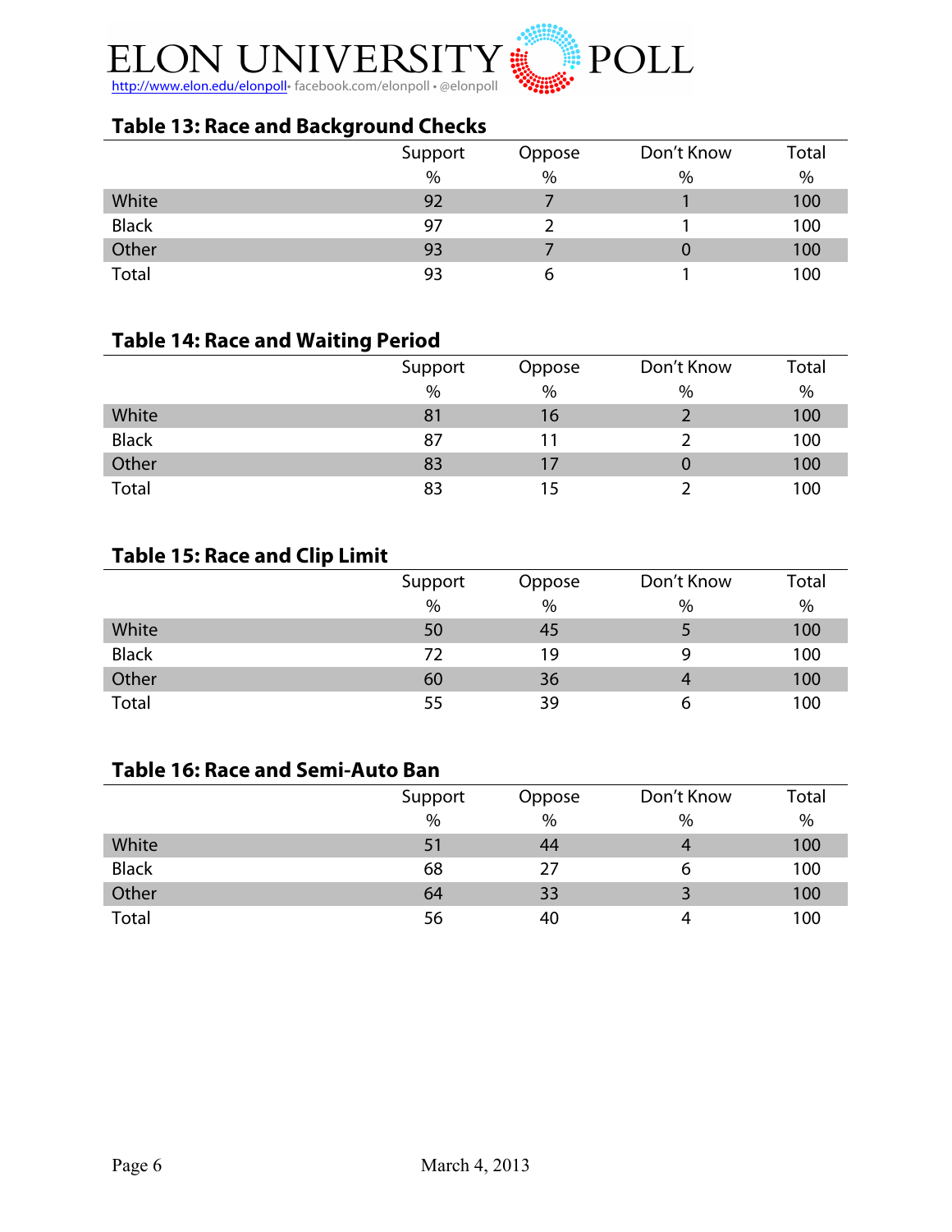### Table 13: Race and Background Checks

| | Support | Oppose | Don't Know | Total |
|---|---|---|---|---|
| | % | % | % | % |
| White | 92 | 7 | 1 | 100 |
| Black | 97 | 2 | 1 | 100 |
| Other | 93 | 7 | 0 | 100 |
| Total | 93 | 6 | 1 | 100 |

### Table 14: Race and Waiting Period

| | Support | Oppose | Don't Know | Total |
|---|---|---|---|---|
| | % | % | % | % |
| White | 81 | 16 | 2 | 100 |
| Black | 87 | 11 | 2 | 100 |
| Other | 83 | 17 | 0 | 100 |
| Total | 83 | 15 | 2 | 100 |

### Table 15: Race and Clip Limit

| | Support | Oppose | Don't Know | Total |
|---|---|---|---|---|
| | % | % | % | % |
| White | 50 | 45 | 5 | 100 |
| Black | 72 | 19 | 9 | 100 |
| Other | 60 | 36 | 4 | 100 |
| Total | 55 | 39 | 6 | 100 |

### Table 16: Race and Semi-Auto Ban

| | Support | Oppose | Don't Know | Total |
|---|---|---|---|---|
| | % | % | % | % |
| White | 51 | 44 | 4 | 100 |
| Black | 68 | 27 | 6 | 100 |
| Other | 64 | 33 | 3 | 100 |
| Total | 56 | 40 | 4 | 100 |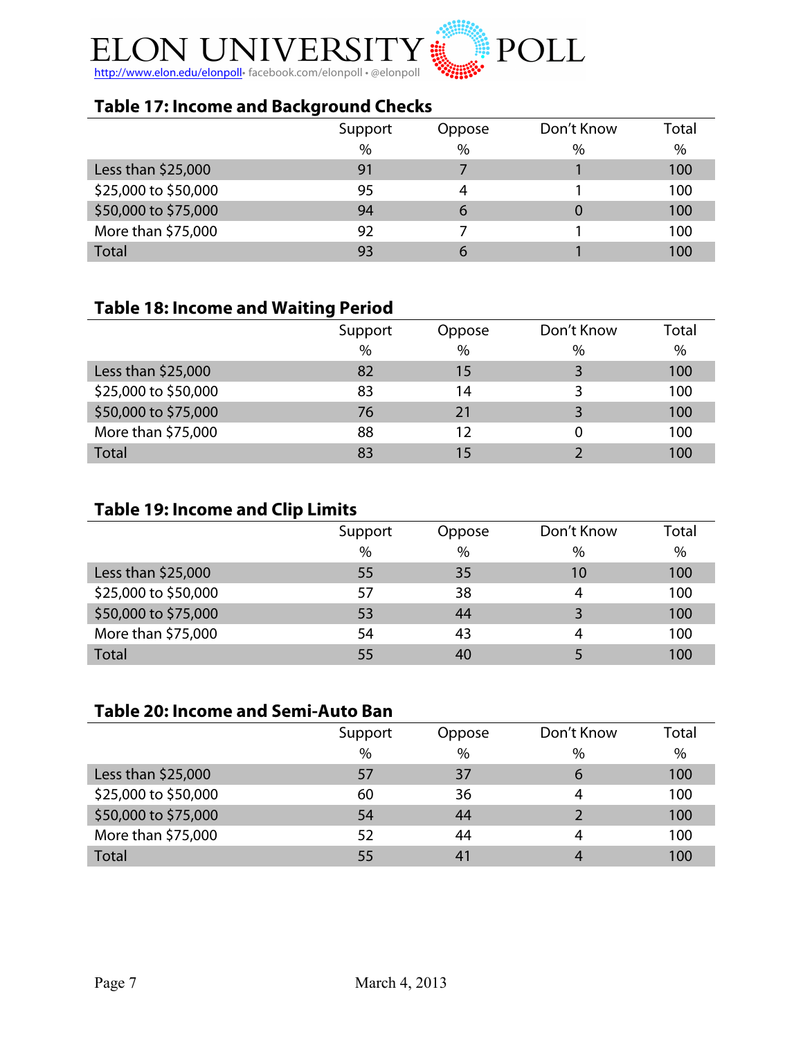## Table 17: Income and Background Checks

| | Support | Oppose | Don't Know | Total |
|---|---|---|---|---|
| | % | % | % | % |
| Less than $25,000 | 91 | 7 | 1 | 100 |
| $25,000 to $50,000 | 95 | 4 | 1 | 100 |
| $50,000 to $75,000 | 94 | 6 | 0 | 100 |
| More than $75,000 | 92 | 7 | 1 | 100 |
| Total | 93 | 6 | 1 | 100 |

## Table 18: Income and Waiting Period

| | Support | Oppose | Don't Know | Total |
|---|---|---|---|---|
| | % | % | % | % |
| Less than $25,000 | 82 | 15 | 3 | 100 |
| $25,000 to $50,000 | 83 | 14 | 3 | 100 |
| $50,000 to $75,000 | 76 | 21 | 3 | 100 |
| More than $75,000 | 88 | 12 | 0 | 100 |
| Total | 83 | 15 | 2 | 100 |

## Table 19: Income and Clip Limits

| | Support | Oppose | Don't Know | Total |
|---|---|---|---|---|
| | % | % | % | % |
| Less than $25,000 | 55 | 35 | 10 | 100 |
| $25,000 to $50,000 | 57 | 38 | 4 | 100 |
| $50,000 to $75,000 | 53 | 44 | 3 | 100 |
| More than $75,000 | 54 | 43 | 4 | 100 |
| Total | 55 | 40 | 5 | 100 |

## Table 20: Income and Semi-Auto Ban

| | Support | Oppose | Don't Know | Total |
|---|---|---|---|---|
| | % | % | % | % |
| Less than $25,000 | 57 | 37 | 6 | 100 |
| $25,000 to $50,000 | 60 | 36 | 4 | 100 |
| $50,000 to $75,000 | 54 | 44 | 2 | 100 |
| More than $75,000 | 52 | 44 | 4 | 100 |
| Total | 55 | 41 | 4 | 100 |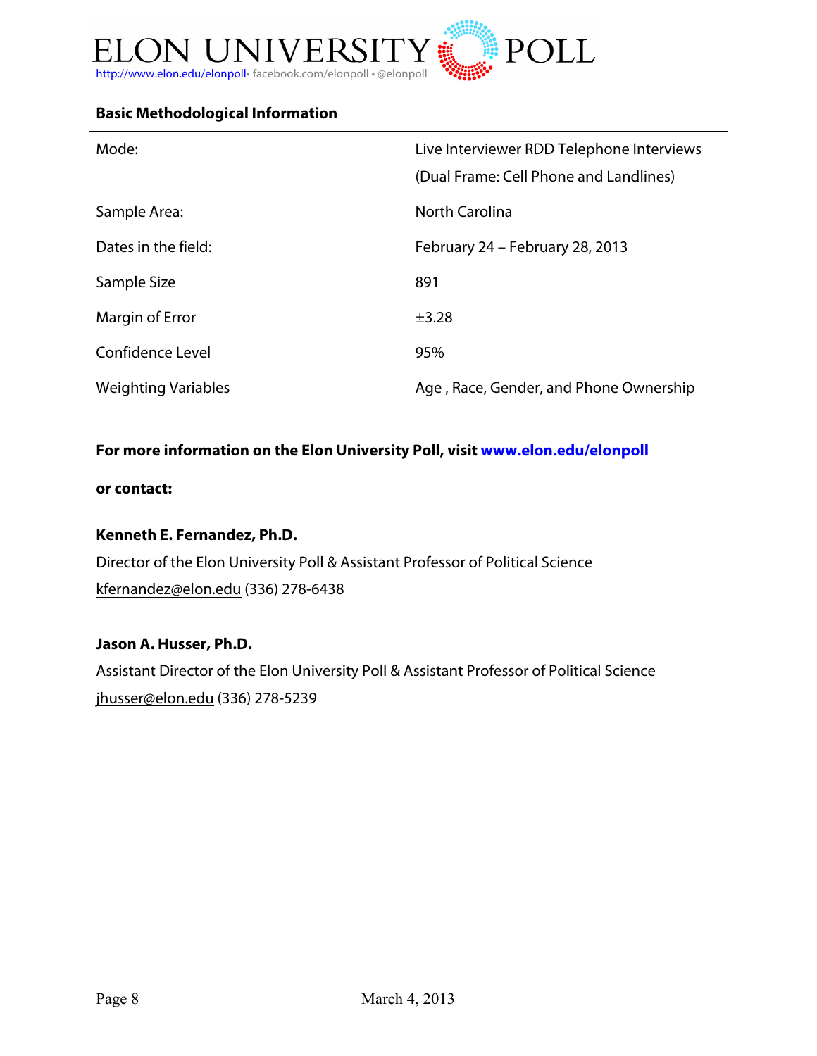# ELON UNIVERSITY POLL

http://www.elon.edu/elonpoll• facebook.com/elonpoll • @elonpoll

**Basic Methodological Information**

| | |
|---|---|
| Mode: | Live Interviewer RDD Telephone Interviews (Dual Frame: Cell Phone and Landlines) |
| Sample Area: | North Carolina |
| Dates in the field: | February 24 – February 28, 2013 |
| Sample Size | 891 |
| Margin of Error | ±3.28 |
| Confidence Level | 95% |
| Weighting Variables | Age , Race, Gender, and Phone Ownership |

**For more information on the Elon University Poll, visit www.elon.edu/elonpoll**

**or contact:**

**Kenneth E. Fernandez, Ph.D.**
Director of the Elon University Poll & Assistant Professor of Political Science
kfernandez@elon.edu (336) 278-6438

**Jason A. Husser, Ph.D.**
Assistant Director of the Elon University Poll & Assistant Professor of Political Science
jhusser@elon.edu (336) 278-5239

March 4, 2013